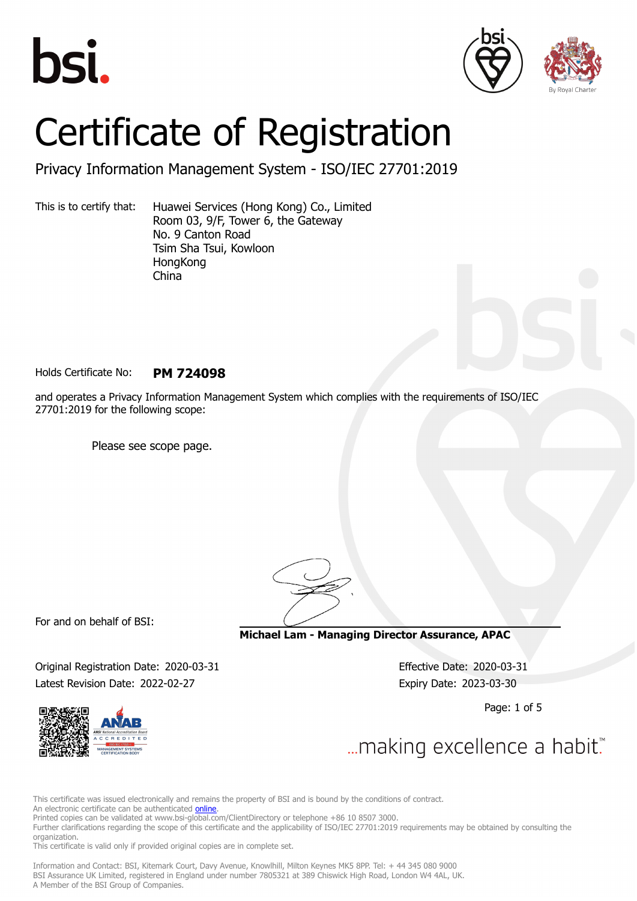# Certificate of Registration

## Privacy Information Management System - ISO/IEC 27701:2019

This is to certify that: Huawei Services (Hong Kong) Co., Limited
Room 03, 9/F, Tower 6, the Gateway
No. 9 Canton Road
Tsim Sha Tsui, Kowloon
HongKong
China

Holds Certificate No: **PM 724098**

and operates a Privacy Information Management System which complies with the requirements of ISO/IEC 27701:2019 for the following scope:

Please see scope page.

For and on behalf of BSI:

**Michael Lam - Managing Director Assurance, APAC**

Original Registration Date: 2020-03-31
Latest Revision Date: 2022-02-27

Effective Date: 2020-03-31
Expiry Date: 2023-03-30

...making excellence a habit.™

This certificate was issued electronically and remains the property of BSI and is bound by the conditions of contract.
An electronic certificate can be authenticated online.
Printed copies can be validated at www.bsi-global.com/ClientDirectory or telephone +86 10 8507 3000.
Further clarifications regarding the scope of this certificate and the applicability of ISO/IEC 27701:2019 requirements may be obtained by consulting the organization.
This certificate is valid only if provided original copies are in complete set.

Information and Contact: BSI, Kitemark Court, Davy Avenue, Knowlhill, Milton Keynes MK5 8PP. Tel: + 44 345 080 9000
BSI Assurance UK Limited, registered in England under number 7805321 at 389 Chiswick High Road, London W4 4AL, UK.
A Member of the BSI Group of Companies.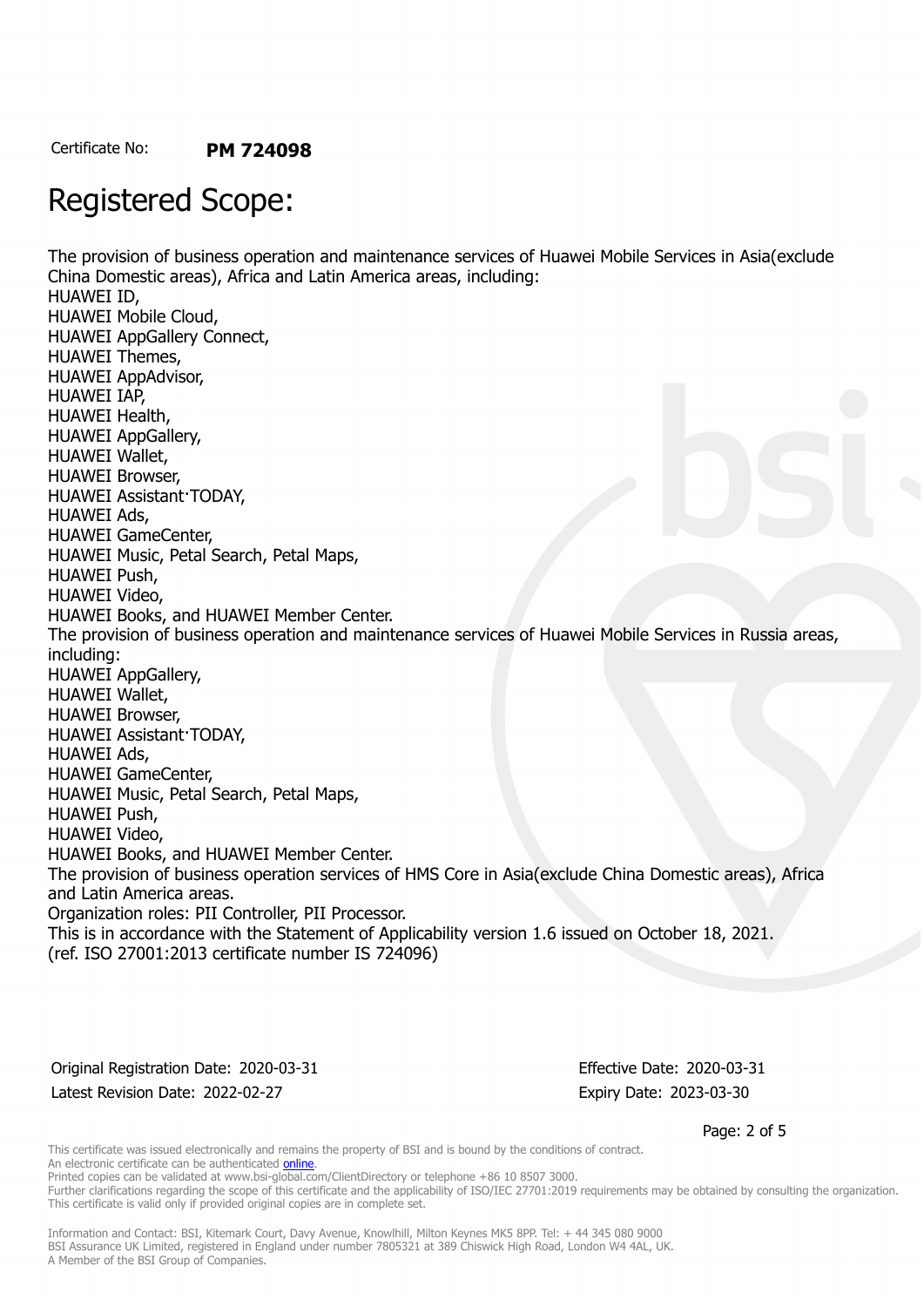Certificate No: **PM 724098**

# Registered Scope:

The provision of business operation and maintenance services of Huawei Mobile Services in Asia(exclude China Domestic areas), Africa and Latin America areas, including:
HUAWEI ID,
HUAWEI Mobile Cloud,
HUAWEI AppGallery Connect,
HUAWEI Themes,
HUAWEI AppAdvisor,
HUAWEI IAP,
HUAWEI Health,
HUAWEI AppGallery,
HUAWEI Wallet,
HUAWEI Browser,
HUAWEI Assistant·TODAY,
HUAWEI Ads,
HUAWEI GameCenter,
HUAWEI Music, Petal Search, Petal Maps,
HUAWEI Push,
HUAWEI Video,
HUAWEI Books, and HUAWEI Member Center.
The provision of business operation and maintenance services of Huawei Mobile Services in Russia areas, including:
HUAWEI AppGallery,
HUAWEI Wallet,
HUAWEI Browser,
HUAWEI Assistant·TODAY,
HUAWEI Ads,
HUAWEI GameCenter,
HUAWEI Music, Petal Search, Petal Maps,
HUAWEI Push,
HUAWEI Video,
HUAWEI Books, and HUAWEI Member Center.
The provision of business operation services of HMS Core in Asia(exclude China Domestic areas), Africa and Latin America areas.
Organization roles: PII Controller, PII Processor.
This is in accordance with the Statement of Applicability version 1.6 issued on October 18, 2021.
(ref. ISO 27001:2013 certificate number IS 724096)

Original Registration Date: 2020-03-31
Latest Revision Date: 2022-02-27

Effective Date: 2020-03-31
Expiry Date: 2023-03-30

This certificate was issued electronically and remains the property of BSI and is bound by the conditions of contract.
An electronic certificate can be authenticated online.
Printed copies can be validated at www.bsi-global.com/ClientDirectory or telephone +86 10 8507 3000.
Further clarifications regarding the scope of this certificate and the applicability of ISO/IEC 27701:2019 requirements may be obtained by consulting the organization.
This certificate is valid only if provided original copies are in complete set.

Information and Contact: BSI, Kitemark Court, Davy Avenue, Knowlhill, Milton Keynes MK5 8PP. Tel: + 44 345 080 9000
BSI Assurance UK Limited, registered in England under number 7805321 at 389 Chiswick High Road, London W4 4AL, UK.
A Member of the BSI Group of Companies.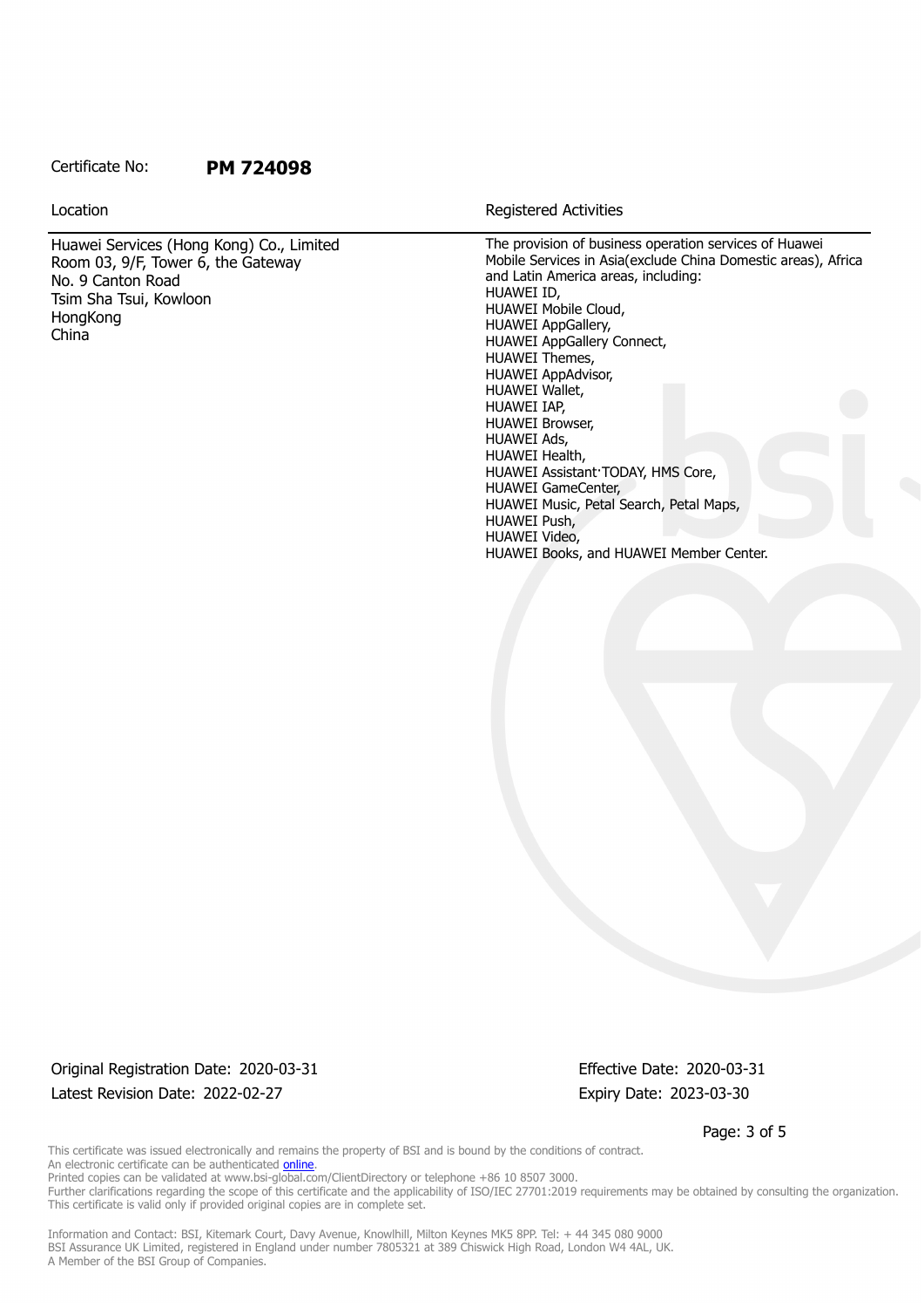Certificate No: **PM 724098**

| Location | Registered Activities |
| --- | --- |
| Huawei Services (Hong Kong) Co., Limited<br>Room 03, 9/F, Tower 6, the Gateway<br>No. 9 Canton Road<br>Tsim Sha Tsui, Kowloon<br>HongKong<br>China | The provision of business operation services of Huawei Mobile Services in Asia(exclude China Domestic areas), Africa and Latin America areas, including:<br>HUAWEI ID,<br>HUAWEI Mobile Cloud,<br>HUAWEI AppGallery,<br>HUAWEI AppGallery Connect,<br>HUAWEI Themes,<br>HUAWEI AppAdvisor,<br>HUAWEI Wallet,<br>HUAWEI IAP,<br>HUAWEI Browser,<br>HUAWEI Ads,<br>HUAWEI Health,<br>HUAWEI Assistant·TODAY, HMS Core,<br>HUAWEI GameCenter,<br>HUAWEI Music, Petal Search, Petal Maps,<br>HUAWEI Push,<br>HUAWEI Video,<br>HUAWEI Books, and HUAWEI Member Center. |

Original Registration Date: 2020-03-31 Effective Date: 2020-03-31

Latest Revision Date: 2022-02-27 Expiry Date: 2023-03-30

This certificate was issued electronically and remains the property of BSI and is bound by the conditions of contract.
An electronic certificate can be authenticated online.
Printed copies can be validated at www.bsi-global.com/ClientDirectory or telephone +86 10 8507 3000.
Further clarifications regarding the scope of this certificate and the applicability of ISO/IEC 27701:2019 requirements may be obtained by consulting the organization.
This certificate is valid only if provided original copies are in complete set.

Information and Contact: BSI, Kitemark Court, Davy Avenue, Knowlhill, Milton Keynes MK5 8PP. Tel: + 44 345 080 9000
BSI Assurance UK Limited, registered in England under number 7805321 at 389 Chiswick High Road, London W4 4AL, UK.
A Member of the BSI Group of Companies.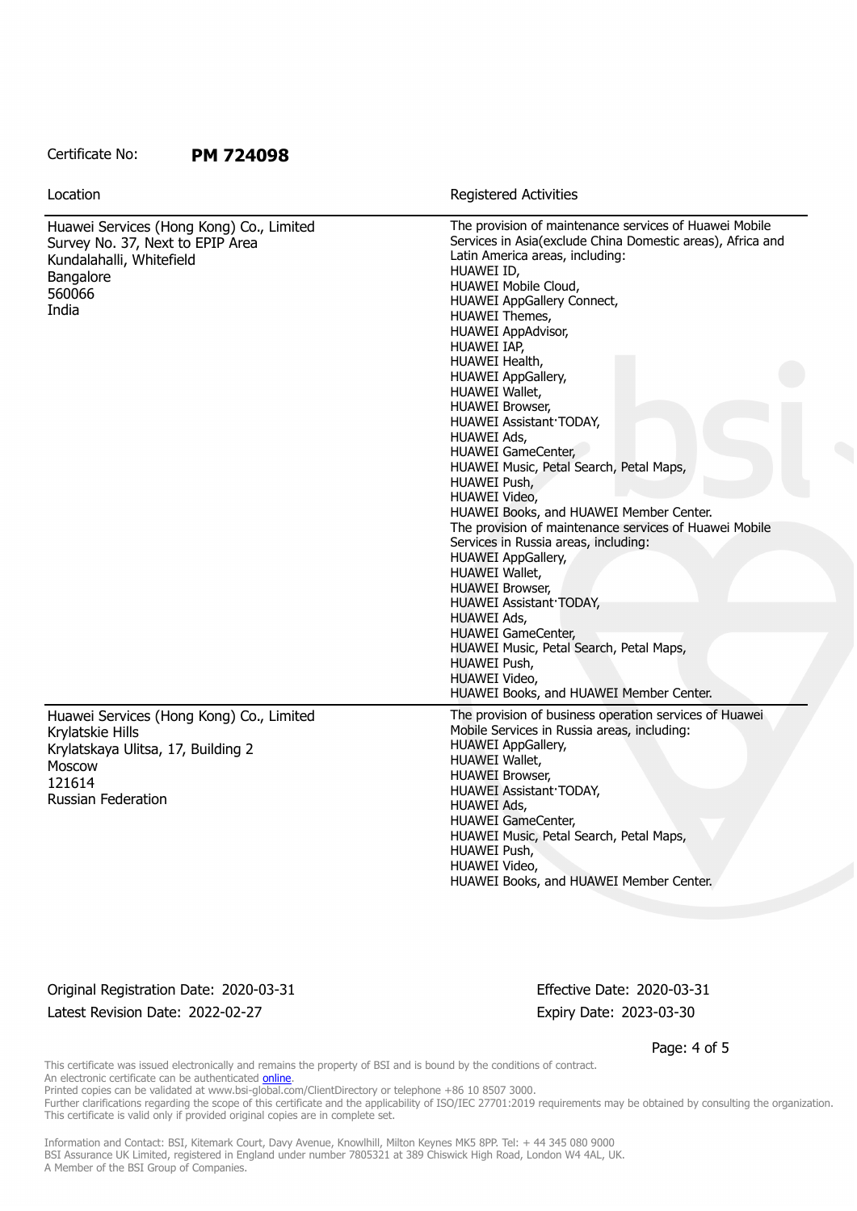Certificate No: **PM 724098**

| Location | Registered Activities |
|---|---|
| Huawei Services (Hong Kong) Co., Limited<br>Survey No. 37, Next to EPIP Area<br>Kundalahalli, Whitefield<br>Bangalore<br>560066<br>India | The provision of maintenance services of Huawei Mobile Services in Asia(exclude China Domestic areas), Africa and Latin America areas, including:<br>HUAWEI ID,<br>HUAWEI Mobile Cloud,<br>HUAWEI AppGallery Connect,<br>HUAWEI Themes,<br>HUAWEI AppAdvisor,<br>HUAWEI IAP,<br>HUAWEI Health,<br>HUAWEI AppGallery,<br>HUAWEI Wallet,<br>HUAWEI Browser,<br>HUAWEI Assistant·TODAY,<br>HUAWEI Ads,<br>HUAWEI GameCenter,<br>HUAWEI Music, Petal Search, Petal Maps,<br>HUAWEI Push,<br>HUAWEI Video,<br>HUAWEI Books, and HUAWEI Member Center.<br>The provision of maintenance services of Huawei Mobile Services in Russia areas, including:<br>HUAWEI AppGallery,<br>HUAWEI Wallet,<br>HUAWEI Browser,<br>HUAWEI Assistant·TODAY,<br>HUAWEI Ads,<br>HUAWEI GameCenter,<br>HUAWEI Music, Petal Search, Petal Maps,<br>HUAWEI Push,<br>HUAWEI Video,<br>HUAWEI Books, and HUAWEI Member Center. |
| Huawei Services (Hong Kong) Co., Limited<br>Krylatskie Hills<br>Krylatskaya Ulitsa, 17, Building 2<br>Moscow<br>121614<br>Russian Federation | The provision of business operation services of Huawei Mobile Services in Russia areas, including:<br>HUAWEI AppGallery,<br>HUAWEI Wallet,<br>HUAWEI Browser,<br>HUAWEI Assistant·TODAY,<br>HUAWEI Ads,<br>HUAWEI GameCenter,<br>HUAWEI Music, Petal Search, Petal Maps,<br>HUAWEI Push,<br>HUAWEI Video,<br>HUAWEI Books, and HUAWEI Member Center. |

Original Registration Date: 2020-03-31
Latest Revision Date: 2022-02-27

Effective Date: 2020-03-31
Expiry Date: 2023-03-30

This certificate was issued electronically and remains the property of BSI and is bound by the conditions of contract.
An electronic certificate can be authenticated online.
Printed copies can be validated at www.bsi-global.com/ClientDirectory or telephone +86 10 8507 3000.
Further clarifications regarding the scope of this certificate and the applicability of ISO/IEC 27701:2019 requirements may be obtained by consulting the organization.
This certificate is valid only if provided original copies are in complete set.

Information and Contact: BSI, Kitemark Court, Davy Avenue, Knowlhill, Milton Keynes MK5 8PP. Tel: + 44 345 080 9000
BSI Assurance UK Limited, registered in England under number 7805321 at 389 Chiswick High Road, London W4 4AL, UK.
A Member of the BSI Group of Companies.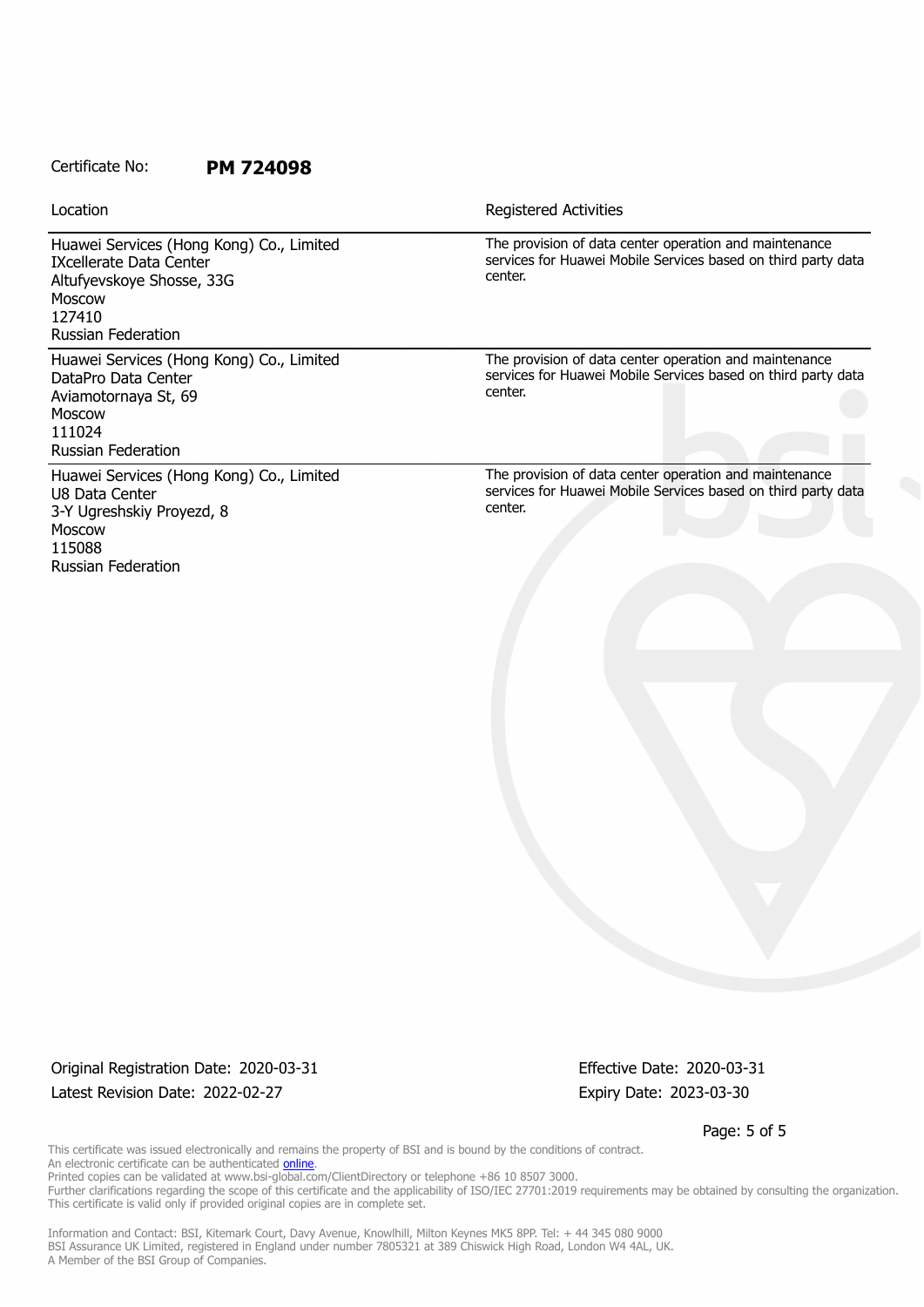Certificate No: **PM 724098**

| Location | Registered Activities |
| --- | --- |
| Huawei Services (Hong Kong) Co., Limited<br>IXcellerate Data Center<br>Altufyevskoye Shosse, 33G<br>Moscow<br>127410<br>Russian Federation | The provision of data center operation and maintenance services for Huawei Mobile Services based on third party data center. |
| Huawei Services (Hong Kong) Co., Limited<br>DataPro Data Center<br>Aviamotornaya St, 69<br>Moscow<br>111024<br>Russian Federation | The provision of data center operation and maintenance services for Huawei Mobile Services based on third party data center. |
| Huawei Services (Hong Kong) Co., Limited<br>U8 Data Center<br>3-Y Ugreshskiy Proyezd, 8<br>Moscow<br>115088<br>Russian Federation | The provision of data center operation and maintenance services for Huawei Mobile Services based on third party data center. |

Original Registration Date: 2020-03-31
Latest Revision Date: 2022-02-27

Effective Date: 2020-03-31
Expiry Date: 2023-03-30

This certificate was issued electronically and remains the property of BSI and is bound by the conditions of contract.
An electronic certificate can be authenticated online.
Printed copies can be validated at www.bsi-global.com/ClientDirectory or telephone +86 10 8507 3000.
Further clarifications regarding the scope of this certificate and the applicability of ISO/IEC 27701:2019 requirements may be obtained by consulting the organization.
This certificate is valid only if provided original copies are in complete set.

Information and Contact: BSI, Kitemark Court, Davy Avenue, Knowlhill, Milton Keynes MK5 8PP. Tel: + 44 345 080 9000
BSI Assurance UK Limited, registered in England under number 7805321 at 389 Chiswick High Road, London W4 4AL, UK.
A Member of the BSI Group of Companies.